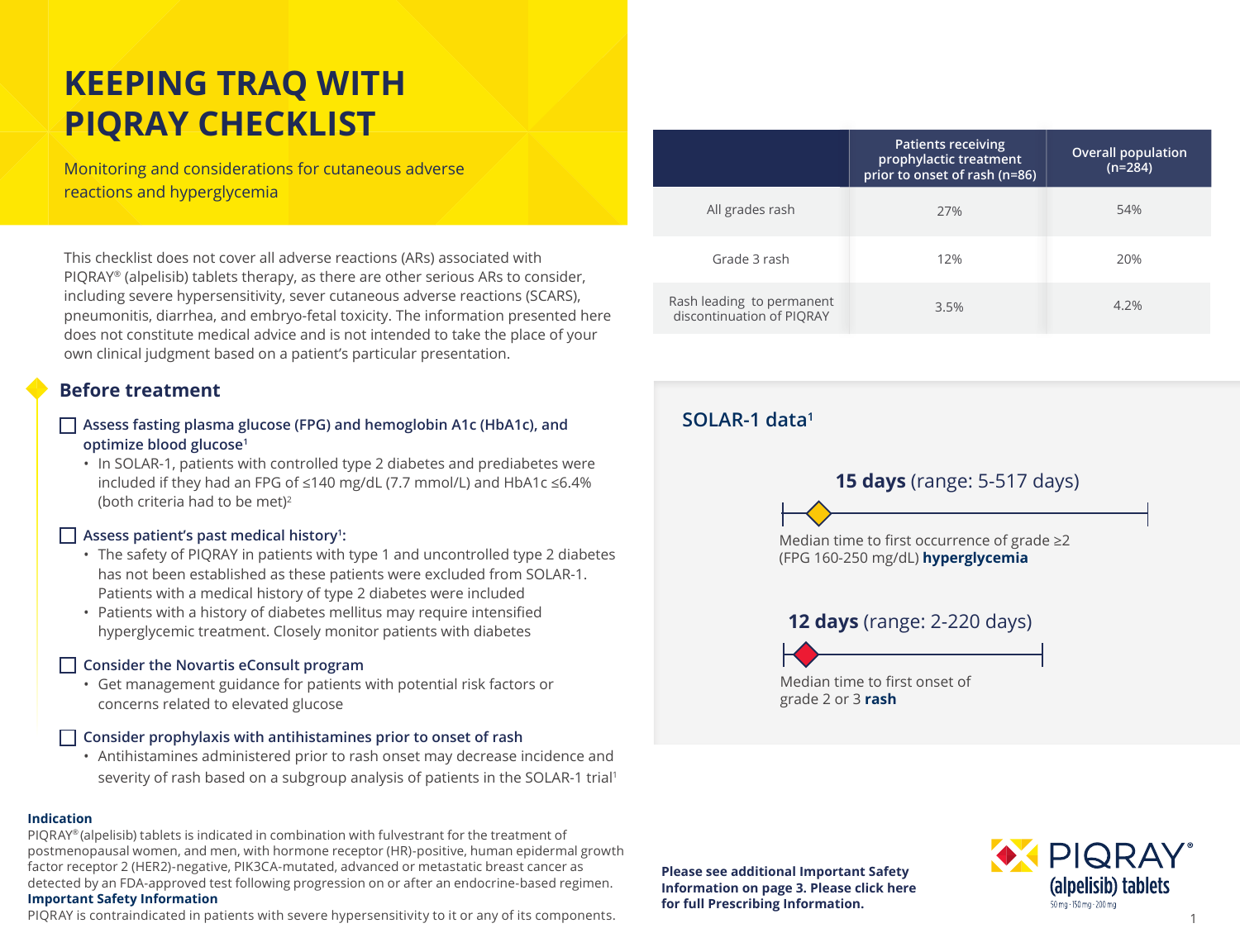# KEEPING TRAQ WITH PIQRAY CHECKLIST

Monitoring and considerations for cutaneous adverse reactions and hyperglycemia

This checklist does not cover all adverse reactions (ARs) associated with PIQRAY® (alpelisib) tablets therapy, as there are other serious ARs to consider, including severe hypersensitivity, sever cutaneous adverse reactions (SCARS), pneumonitis, diarrhea, and embryo-fetal toxicity. The information presented here does not constitute medical advice and is not intended to take the place of your own clinical judgment based on a patient's particular presentation.

## Before treatment

- [ ] **Assess fasting plasma glucose (FPG) and hemoglobin A1c (HbA1c), and optimize blood glucose**[1]
  - In SOLAR-1, patients with controlled type 2 diabetes and prediabetes were included if they had an FPG of ≤140 mg/dL (7.7 mmol/L) and HbA1c ≤6.4% (both criteria had to be met)[2]
- [ ] **Assess patient's past medical history**[1]**:**
  - The safety of PIQRAY in patients with type 1 and uncontrolled type 2 diabetes has not been established as these patients were excluded from SOLAR-1. Patients with a medical history of type 2 diabetes were included
  - Patients with a history of diabetes mellitus may require intensified hyperglycemic treatment. Closely monitor patients with diabetes
- [ ] **Consider the Novartis eConsult program**
  - Get management guidance for patients with potential risk factors or concerns related to elevated glucose
- [ ] **Consider prophylaxis with antihistamines prior to onset of rash**
  - Antihistamines administered prior to rash onset may decrease incidence and severity of rash based on a subgroup analysis of patients in the SOLAR-1 trial[1]

| | Patients receiving prophylactic treatment prior to onset of rash (n=86) | Overall population (n=284) |
|---|---|---|
| All grades rash | 27% | 54% |
| Grade 3 rash | 12% | 20% |
| Rash leading to permanent discontinuation of PIQRAY | 3.5% | 4.2% |

## SOLAR-1 data[1]

**15 days** (range: 5-517 days)

Median time to first occurrence of grade ≥2 (FPG 160-250 mg/dL) **hyperglycemia**

**12 days** (range: 2-220 days)

Median time to first onset of grade 2 or 3 **rash**

**Indication**

PIQRAY® (alpelisib) tablets is indicated in combination with fulvestrant for the treatment of postmenopausal women, and men, with hormone receptor (HR)-positive, human epidermal growth factor receptor 2 (HER2)-negative, PIK3CA-mutated, advanced or metastatic breast cancer as detected by an FDA-approved test following progression on or after an endocrine-based regimen.

**Important Safety Information**

PIQRAY is contraindicated in patients with severe hypersensitivity to it or any of its components.

**Please see additional Important Safety Information on page 3. Please click here for full Prescribing Information.**

PIQRAY® (alpelisib) tablets 50 mg · 150 mg · 200 mg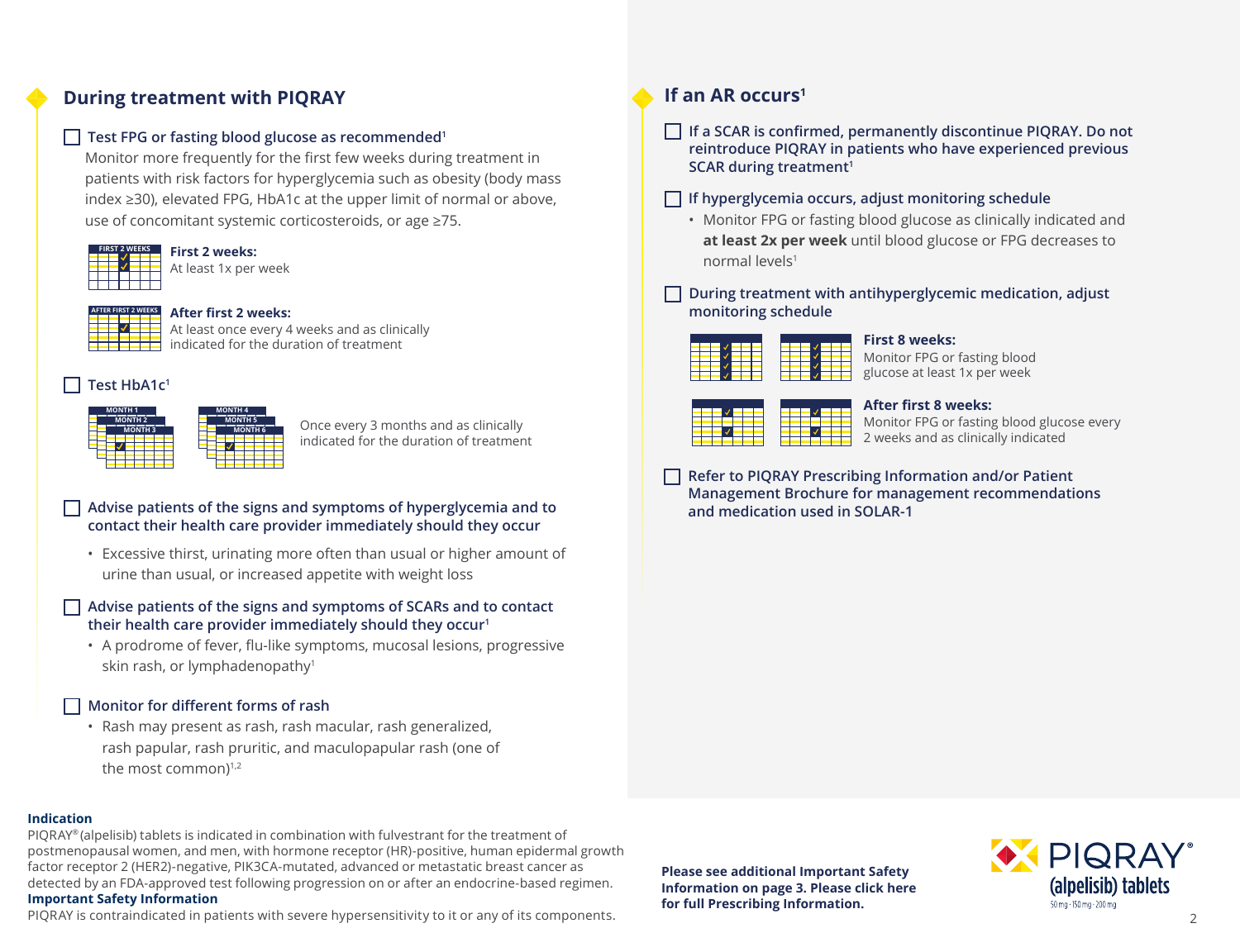## During treatment with PIQRAY

- [ ] **Test FPG or fasting blood glucose as recommended[1]**

Monitor more frequently for the first few weeks during treatment in patients with risk factors for hyperglycemia such as obesity (body mass index ≥30), elevated FPG, HbA1c at the upper limit of normal or above, use of concomitant systemic corticosteroids, or age ≥75.

**First 2 weeks:**
At least 1x per week

**After first 2 weeks:**
At least once every 4 weeks and as clinically indicated for the duration of treatment

- [ ] **Test HbA1c[1]**

Once every 3 months and as clinically indicated for the duration of treatment

- [ ] **Advise patients of the signs and symptoms of hyperglycemia and to contact their health care provider immediately should they occur**
  - Excessive thirst, urinating more often than usual or higher amount of urine than usual, or increased appetite with weight loss

- [ ] **Advise patients of the signs and symptoms of SCARs and to contact their health care provider immediately should they occur[1]**
  - A prodrome of fever, flu-like symptoms, mucosal lesions, progressive skin rash, or lymphadenopathy[1]

- [ ] **Monitor for different forms of rash**
  - Rash may present as rash, rash macular, rash generalized, rash papular, rash pruritic, and maculopapular rash (one of the most common)[1,2]

## If an AR occurs[1]

- [ ] **If a SCAR is confirmed, permanently discontinue PIQRAY. Do not reintroduce PIQRAY in patients who have experienced previous SCAR during treatment[1]**

- [ ] **If hyperglycemia occurs, adjust monitoring schedule**
  - Monitor FPG or fasting blood glucose as clinically indicated and **at least 2x per week** until blood glucose or FPG decreases to normal levels[1]

- [ ] **During treatment with antihyperglycemic medication, adjust monitoring schedule**

**First 8 weeks:**
Monitor FPG or fasting blood glucose at least 1x per week

**After first 8 weeks:**
Monitor FPG or fasting blood glucose every 2 weeks and as clinically indicated

- [ ] **Refer to PIQRAY Prescribing Information and/or Patient Management Brochure for management recommendations and medication used in SOLAR-1**

**Indication**

PIQRAY® (alpelisib) tablets is indicated in combination with fulvestrant for the treatment of postmenopausal women, and men, with hormone receptor (HR)-positive, human epidermal growth factor receptor 2 (HER2)-negative, PIK3CA-mutated, advanced or metastatic breast cancer as detected by an FDA-approved test following progression on or after an endocrine-based regimen.

**Important Safety Information**

PIQRAY is contraindicated in patients with severe hypersensitivity to it or any of its components.

**Please see additional Important Safety Information on page 3. Please click here for full Prescribing Information.**

PIQRAY® (alpelisib) tablets 50 mg · 150 mg · 200 mg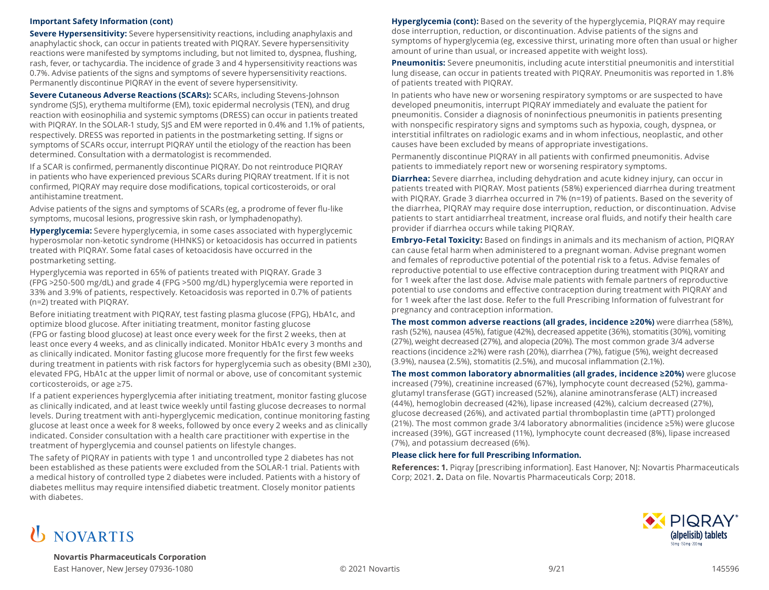**Important Safety Information (cont)**

**Severe Hypersensitivity:** Severe hypersensitivity reactions, including anaphylaxis and anaphylactic shock, can occur in patients treated with PIQRAY. Severe hypersensitivity reactions were manifested by symptoms including, but not limited to, dyspnea, flushing, rash, fever, or tachycardia. The incidence of grade 3 and 4 hypersensitivity reactions was 0.7%. Advise patients of the signs and symptoms of severe hypersensitivity reactions. Permanently discontinue PIQRAY in the event of severe hypersensitivity.

**Severe Cutaneous Adverse Reactions (SCARs):** SCARs, including Stevens-Johnson syndrome (SJS), erythema multiforme (EM), toxic epidermal necrolysis (TEN), and drug reaction with eosinophilia and systemic symptoms (DRESS) can occur in patients treated with PIQRAY. In the SOLAR-1 study, SJS and EM were reported in 0.4% and 1.1% of patients, respectively. DRESS was reported in patients in the postmarketing setting. If signs or symptoms of SCARs occur, interrupt PIQRAY until the etiology of the reaction has been determined. Consultation with a dermatologist is recommended.

If a SCAR is confirmed, permanently discontinue PIQRAY. Do not reintroduce PIQRAY in patients who have experienced previous SCARs during PIQRAY treatment. If it is not confirmed, PIQRAY may require dose modifications, topical corticosteroids, or oral antihistamine treatment.

Advise patients of the signs and symptoms of SCARs (eg, a prodrome of fever flu-like symptoms, mucosal lesions, progressive skin rash, or lymphadenopathy).

**Hyperglycemia:** Severe hyperglycemia, in some cases associated with hyperglycemic hyperosmolar non-ketotic syndrome (HHNKS) or ketoacidosis has occurred in patients treated with PIQRAY. Some fatal cases of ketoacidosis have occurred in the postmarketing setting.

Hyperglycemia was reported in 65% of patients treated with PIQRAY. Grade 3 (FPG >250-500 mg/dL) and grade 4 (FPG >500 mg/dL) hyperglycemia were reported in 33% and 3.9% of patients, respectively. Ketoacidosis was reported in 0.7% of patients (n=2) treated with PIQRAY.

Before initiating treatment with PIQRAY, test fasting plasma glucose (FPG), HbA1c, and optimize blood glucose. After initiating treatment, monitor fasting glucose (FPG or fasting blood glucose) at least once every week for the first 2 weeks, then at least once every 4 weeks, and as clinically indicated. Monitor HbA1c every 3 months and as clinically indicated. Monitor fasting glucose more frequently for the first few weeks during treatment in patients with risk factors for hyperglycemia such as obesity (BMI ≥30), elevated FPG, HbA1c at the upper limit of normal or above, use of concomitant systemic corticosteroids, or age ≥75.

If a patient experiences hyperglycemia after initiating treatment, monitor fasting glucose as clinically indicated, and at least twice weekly until fasting glucose decreases to normal levels. During treatment with anti-hyperglycemic medication, continue monitoring fasting glucose at least once a week for 8 weeks, followed by once every 2 weeks and as clinically indicated. Consider consultation with a health care practitioner with expertise in the treatment of hyperglycemia and counsel patients on lifestyle changes.

The safety of PIQRAY in patients with type 1 and uncontrolled type 2 diabetes has not been established as these patients were excluded from the SOLAR-1 trial. Patients with a medical history of controlled type 2 diabetes were included. Patients with a history of diabetes mellitus may require intensified diabetic treatment. Closely monitor patients with diabetes.

**Hyperglycemia (cont):** Based on the severity of the hyperglycemia, PIQRAY may require dose interruption, reduction, or discontinuation. Advise patients of the signs and symptoms of hyperglycemia (eg, excessive thirst, urinating more often than usual or higher amount of urine than usual, or increased appetite with weight loss).

**Pneumonitis:** Severe pneumonitis, including acute interstitial pneumonitis and interstitial lung disease, can occur in patients treated with PIQRAY. Pneumonitis was reported in 1.8% of patients treated with PIQRAY.

In patients who have new or worsening respiratory symptoms or are suspected to have developed pneumonitis, interrupt PIQRAY immediately and evaluate the patient for pneumonitis. Consider a diagnosis of noninfectious pneumonitis in patients presenting with nonspecific respiratory signs and symptoms such as hypoxia, cough, dyspnea, or interstitial infiltrates on radiologic exams and in whom infectious, neoplastic, and other causes have been excluded by means of appropriate investigations.

Permanently discontinue PIQRAY in all patients with confirmed pneumonitis. Advise patients to immediately report new or worsening respiratory symptoms.

**Diarrhea:** Severe diarrhea, including dehydration and acute kidney injury, can occur in patients treated with PIQRAY. Most patients (58%) experienced diarrhea during treatment with PIQRAY. Grade 3 diarrhea occurred in 7% (n=19) of patients. Based on the severity of the diarrhea, PIQRAY may require dose interruption, reduction, or discontinuation. Advise patients to start antidiarrheal treatment, increase oral fluids, and notify their health care provider if diarrhea occurs while taking PIQRAY.

**Embryo-Fetal Toxicity:** Based on findings in animals and its mechanism of action, PIQRAY can cause fetal harm when administered to a pregnant woman. Advise pregnant women and females of reproductive potential of the potential risk to a fetus. Advise females of reproductive potential to use effective contraception during treatment with PIQRAY and for 1 week after the last dose. Advise male patients with female partners of reproductive potential to use condoms and effective contraception during treatment with PIQRAY and for 1 week after the last dose. Refer to the full Prescribing Information of fulvestrant for pregnancy and contraception information.

**The most common adverse reactions (all grades, incidence ≥20%)** were diarrhea (58%), rash (52%), nausea (45%), fatigue (42%), decreased appetite (36%), stomatitis (30%), vomiting (27%), weight decreased (27%), and alopecia (20%). The most common grade 3/4 adverse reactions (incidence ≥2%) were rash (20%), diarrhea (7%), fatigue (5%), weight decreased (3.9%), nausea (2.5%), stomatitis (2.5%), and mucosal inflammation (2.1%).

**The most common laboratory abnormalities (all grades, incidence ≥20%)** were glucose increased (79%), creatinine increased (67%), lymphocyte count decreased (52%), gamma-glutamyl transferase (GGT) increased (52%), alanine aminotransferase (ALT) increased (44%), hemoglobin decreased (42%), lipase increased (42%), calcium decreased (27%), glucose decreased (26%), and activated partial thromboplastin time (aPTT) prolonged (21%). The most common grade 3/4 laboratory abnormalities (incidence ≥5%) were glucose increased (39%), GGT increased (11%), lymphocyte count decreased (8%), lipase increased (7%), and potassium decreased (6%).

**Please click here for full Prescribing Information.**

**References: 1.** Piqray [prescribing information]. East Hanover, NJ: Novartis Pharmaceuticals Corp; 2021. **2.** Data on file. Novartis Pharmaceuticals Corp; 2018.

NOVARTIS

PIQRAY®
(alpelisib) tablets
50 mg · 150 mg · 200 mg

**Novartis Pharmaceuticals Corporation**
East Hanover, New Jersey 07936-1080

© 2021 Novartis 9/21 145596